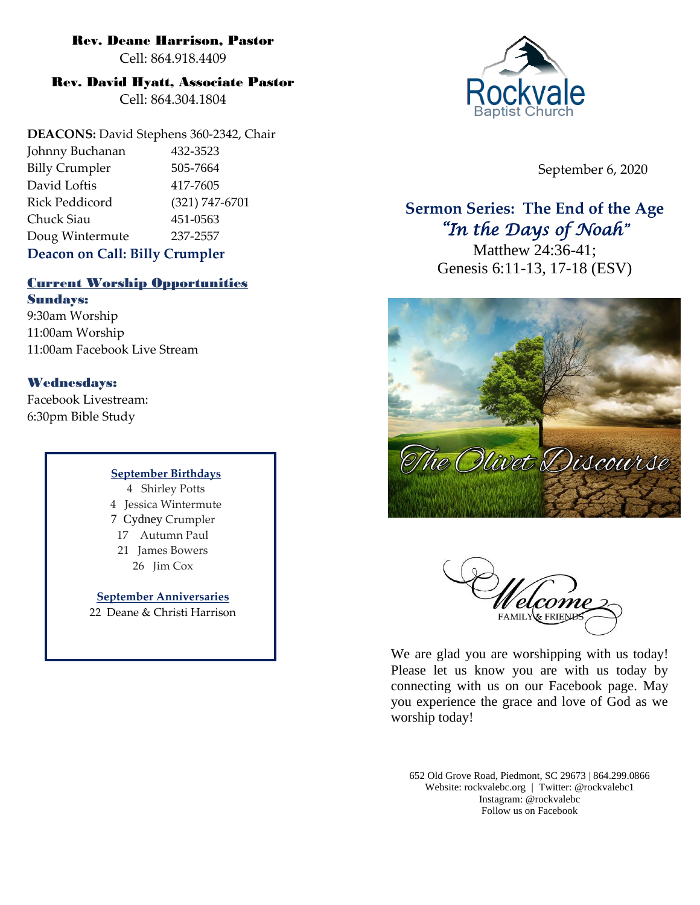**Rev. Deane Harrison, Pastor**
Cell: 864.918.4409

**Rev. David Hyatt, Associate Pastor**
Cell: 864.304.1804

**DEACONS:** David Stephens 360-2342, Chair

| | |
|---|---|
| Johnny Buchanan | 432-3523 |
| Billy Crumpler | 505-7664 |
| David Loftis | 417-7605 |
| Rick Peddicord | (321) 747-6701 |
| Chuck Siau | 451-0563 |
| Doug Wintermute | 237-2557 |

**Deacon on Call: Billy Crumpler**

## Current Worship Opportunities

**Sundays:**
9:30am Worship
11:00am Worship
11:00am Facebook Live Stream

**Wednesdays:**
Facebook Livestream:
6:30pm Bible Study

**September Birthdays**
4 Shirley Potts
4 Jessica Wintermute
7 Cydney Crumpler
17 Autumn Paul
21 James Bowers
26 Jim Cox

**September Anniversaries**
22 Deane & Christi Harrison

Rockvale Baptist Church

September 6, 2020

## Sermon Series: The End of the Age
### *"In the Days of Noah"*

Matthew 24:36-41;
Genesis 6:11-13, 17-18 (ESV)

The Olivet Discourse

Welcome
FAMILY & FRIENDS

We are glad you are worshipping with us today! Please let us know you are with us today by connecting with us on our Facebook page. May you experience the grace and love of God as we worship today!

652 Old Grove Road, Piedmont, SC 29673 | 864.299.0866
Website: rockvalebc.org | Twitter: @rockvalebc1
Instagram: @rockvalebc
Follow us on Facebook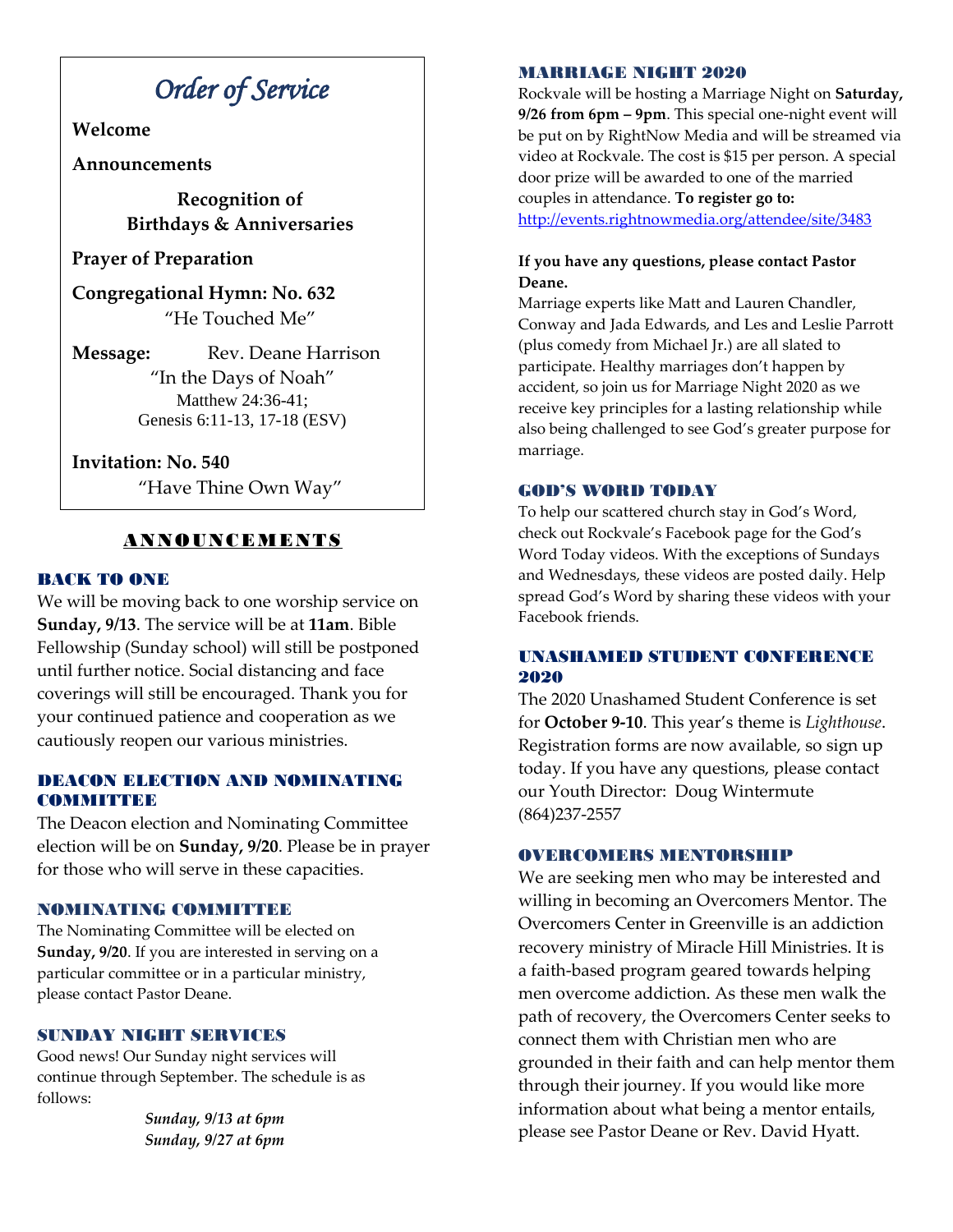# *Order of Service*

**Welcome**

**Announcements**

**Recognition of Birthdays & Anniversaries**

**Prayer of Preparation**

**Congregational Hymn: No. 632**
"He Touched Me"

**Message:** Rev. Deane Harrison
"In the Days of Noah"
Matthew 24:36-41;
Genesis 6:11-13, 17-18 (ESV)

**Invitation: No. 540**
"Have Thine Own Way"

## ANNOUNCEMENTS

### BACK TO ONE

We will be moving back to one worship service on **Sunday, 9/13**. The service will be at **11am**. Bible Fellowship (Sunday school) will still be postponed until further notice. Social distancing and face coverings will still be encouraged. Thank you for your continued patience and cooperation as we cautiously reopen our various ministries.

### DEACON ELECTION AND NOMINATING COMMITTEE

The Deacon election and Nominating Committee election will be on **Sunday, 9/20**. Please be in prayer for those who will serve in these capacities.

### NOMINATING COMMITTEE

The Nominating Committee will be elected on **Sunday, 9/20**. If you are interested in serving on a particular committee or in a particular ministry, please contact Pastor Deane.

### SUNDAY NIGHT SERVICES

Good news! Our Sunday night services will continue through September. The schedule is as follows:

***Sunday, 9/13 at 6pm***
***Sunday, 9/27 at 6pm***

### MARRIAGE NIGHT 2020

Rockvale will be hosting a Marriage Night on **Saturday, 9/26 from 6pm – 9pm**. This special one-night event will be put on by RightNow Media and will be streamed via video at Rockvale. The cost is $15 per person. A special door prize will be awarded to one of the married couples in attendance. **To register go to:** http://events.rightnowmedia.org/attendee/site/3483

**If you have any questions, please contact Pastor Deane.**

Marriage experts like Matt and Lauren Chandler, Conway and Jada Edwards, and Les and Leslie Parrott (plus comedy from Michael Jr.) are all slated to participate. Healthy marriages don't happen by accident, so join us for Marriage Night 2020 as we receive key principles for a lasting relationship while also being challenged to see God's greater purpose for marriage.

### GOD'S WORD TODAY

To help our scattered church stay in God's Word, check out Rockvale's Facebook page for the God's Word Today videos. With the exceptions of Sundays and Wednesdays, these videos are posted daily. Help spread God's Word by sharing these videos with your Facebook friends.

### UNASHAMED STUDENT CONFERENCE 2020

The 2020 Unashamed Student Conference is set for **October 9-10**. This year's theme is *Lighthouse*. Registration forms are now available, so sign up today. If you have any questions, please contact our Youth Director: Doug Wintermute (864)237-2557

### OVERCOMERS MENTORSHIP

We are seeking men who may be interested and willing in becoming an Overcomers Mentor. The Overcomers Center in Greenville is an addiction recovery ministry of Miracle Hill Ministries. It is a faith-based program geared towards helping men overcome addiction. As these men walk the path of recovery, the Overcomers Center seeks to connect them with Christian men who are grounded in their faith and can help mentor them through their journey. If you would like more information about what being a mentor entails, please see Pastor Deane or Rev. David Hyatt.